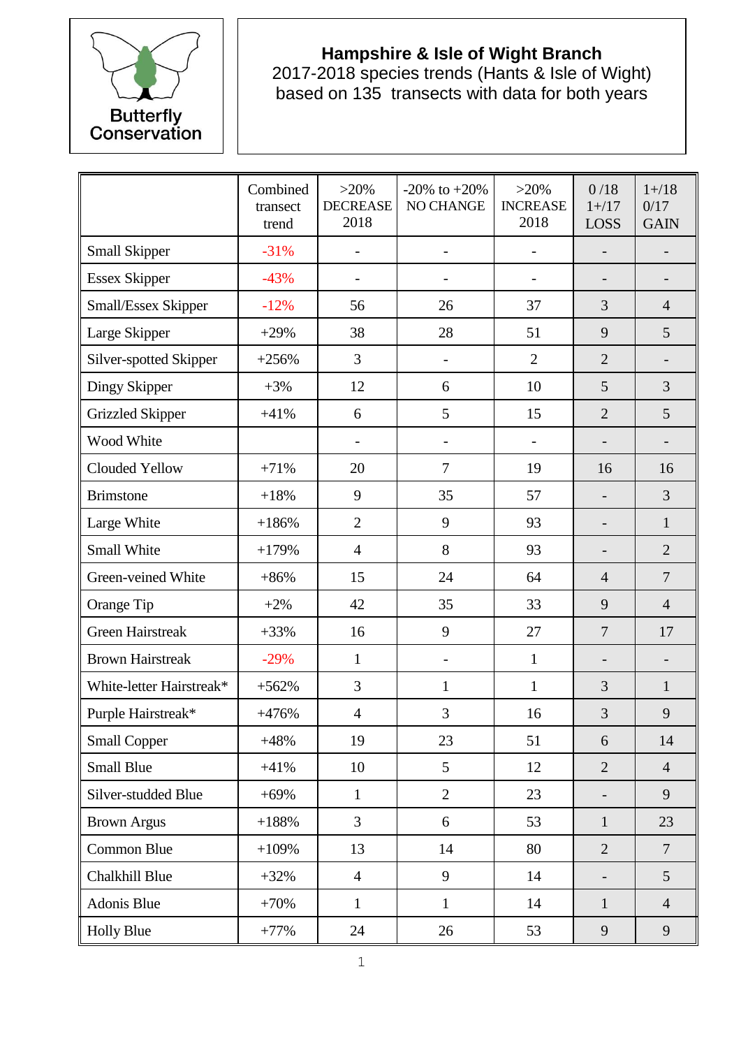Butterfly Conservation

# Hampshire & Isle of Wight Branch

2017-2018 species trends (Hants & Isle of Wight) based on 135 transects with data for both years

| | Combined transect trend | >20% DECREASE 2018 | -20% to +20% NO CHANGE | >20% INCREASE 2018 | 0 /18 1+/17 LOSS | 1+/18 0/17 GAIN |
|---|---|---|---|---|---|---|
| Small Skipper | -31% | - | - | - | - | - |
| Essex Skipper | -43% | - | - | - | - | - |
| Small/Essex Skipper | -12% | 56 | 26 | 37 | 3 | 4 |
| Large Skipper | +29% | 38 | 28 | 51 | 9 | 5 |
| Silver-spotted Skipper | +256% | 3 | - | 2 | 2 | - |
| Dingy Skipper | +3% | 12 | 6 | 10 | 5 | 3 |
| Grizzled Skipper | +41% | 6 | 5 | 15 | 2 | 5 |
| Wood White | | - | - | - | - | - |
| Clouded Yellow | +71% | 20 | 7 | 19 | 16 | 16 |
| Brimstone | +18% | 9 | 35 | 57 | - | 3 |
| Large White | +186% | 2 | 9 | 93 | - | 1 |
| Small White | +179% | 4 | 8 | 93 | - | 2 |
| Green-veined White | +86% | 15 | 24 | 64 | 4 | 7 |
| Orange Tip | +2% | 42 | 35 | 33 | 9 | 4 |
| Green Hairstreak | +33% | 16 | 9 | 27 | 7 | 17 |
| Brown Hairstreak | -29% | 1 | - | 1 | - | - |
| White-letter Hairstreak* | +562% | 3 | 1 | 1 | 3 | 1 |
| Purple Hairstreak* | +476% | 4 | 3 | 16 | 3 | 9 |
| Small Copper | +48% | 19 | 23 | 51 | 6 | 14 |
| Small Blue | +41% | 10 | 5 | 12 | 2 | 4 |
| Silver-studded Blue | +69% | 1 | 2 | 23 | - | 9 |
| Brown Argus | +188% | 3 | 6 | 53 | 1 | 23 |
| Common Blue | +109% | 13 | 14 | 80 | 2 | 7 |
| Chalkhill Blue | +32% | 4 | 9 | 14 | - | 5 |
| Adonis Blue | +70% | 1 | 1 | 14 | 1 | 4 |
| Holly Blue | +77% | 24 | 26 | 53 | 9 | 9 |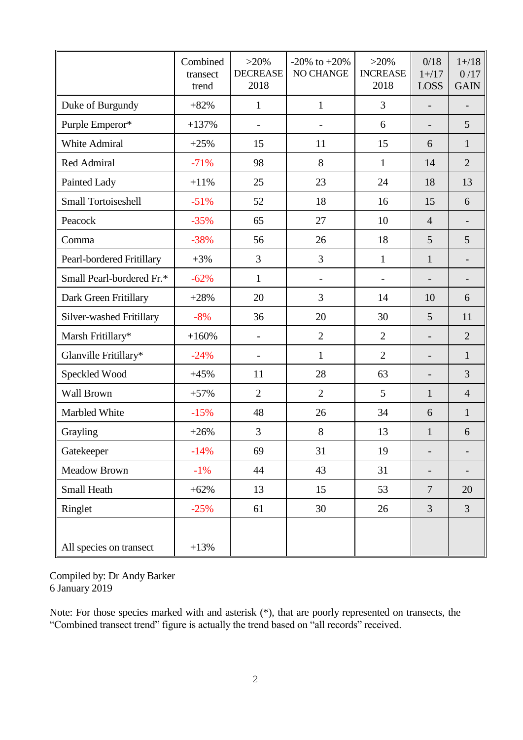| | Combined transect trend | >20% DECREASE 2018 | -20% to +20% NO CHANGE | >20% INCREASE 2018 | 0/18 1+/17 LOSS | 1+/18 0 /17 GAIN |
|---|---|---|---|---|---|---|
| Duke of Burgundy | +82% | 1 | 1 | 3 | - | - |
| Purple Emperor* | +137% | - | - | 6 | - | 5 |
| White Admiral | +25% | 15 | 11 | 15 | 6 | 1 |
| Red Admiral | -71% | 98 | 8 | 1 | 14 | 2 |
| Painted Lady | +11% | 25 | 23 | 24 | 18 | 13 |
| Small Tortoiseshell | -51% | 52 | 18 | 16 | 15 | 6 |
| Peacock | -35% | 65 | 27 | 10 | 4 | - |
| Comma | -38% | 56 | 26 | 18 | 5 | 5 |
| Pearl-bordered Fritillary | +3% | 3 | 3 | 1 | 1 | - |
| Small Pearl-bordered Fr.* | -62% | 1 | - | - | - | - |
| Dark Green Fritillary | +28% | 20 | 3 | 14 | 10 | 6 |
| Silver-washed Fritillary | -8% | 36 | 20 | 30 | 5 | 11 |
| Marsh Fritillary* | +160% | - | 2 | 2 | - | 2 |
| Glanville Fritillary* | -24% | - | 1 | 2 | - | 1 |
| Speckled Wood | +45% | 11 | 28 | 63 | - | 3 |
| Wall Brown | +57% | 2 | 2 | 5 | 1 | 4 |
| Marbled White | -15% | 48 | 26 | 34 | 6 | 1 |
| Grayling | +26% | 3 | 8 | 13 | 1 | 6 |
| Gatekeeper | -14% | 69 | 31 | 19 | - | - |
| Meadow Brown | -1% | 44 | 43 | 31 | - | - |
| Small Heath | +62% | 13 | 15 | 53 | 7 | 20 |
| Ringlet | -25% | 61 | 30 | 26 | 3 | 3 |
| | | | | | | |
| All species on transect | +13% | | | | | |

Compiled by: Dr Andy Barker
6 January 2019

Note: For those species marked with and asterisk (*), that are poorly represented on transects, the "Combined transect trend" figure is actually the trend based on "all records" received.